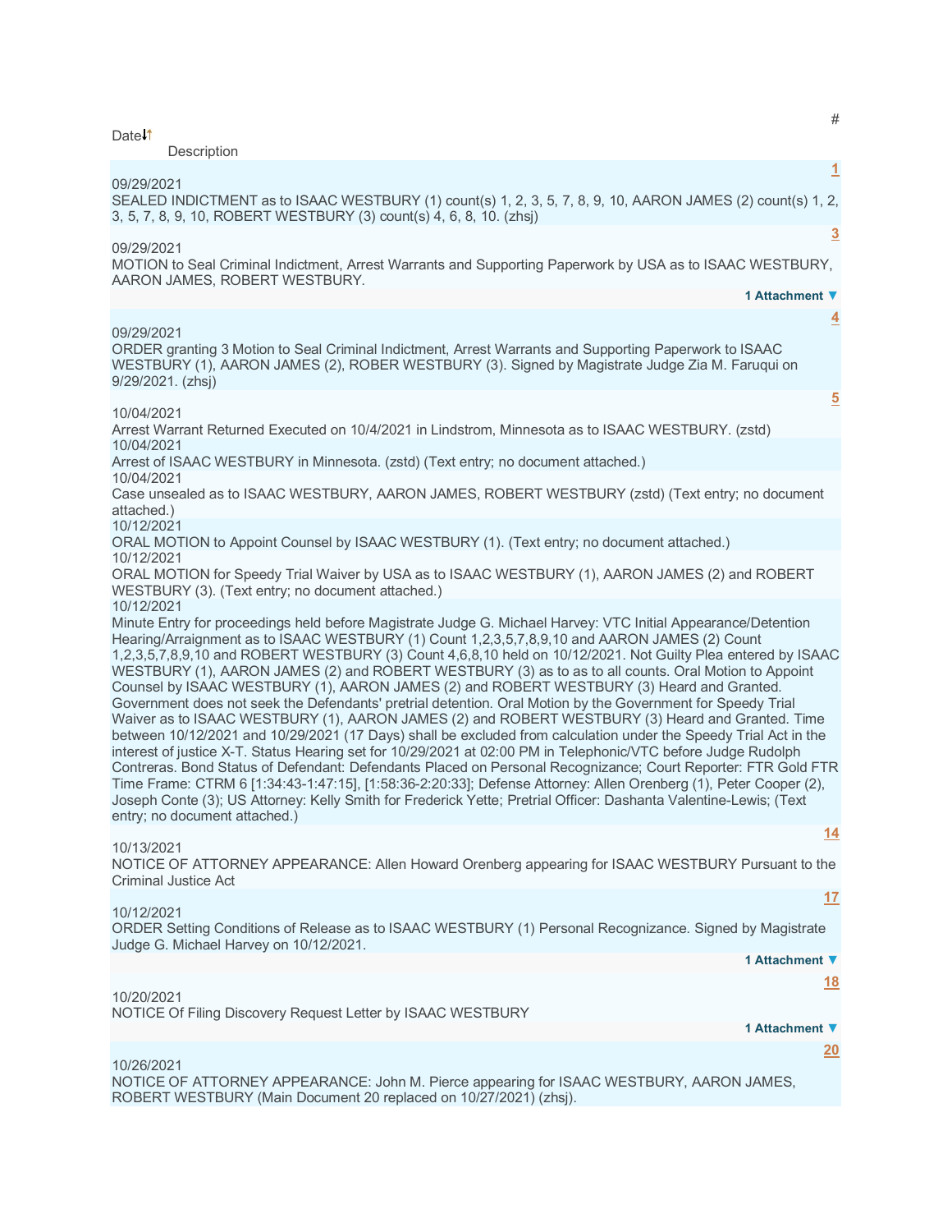| Date | # | Description |
| --- | --- | --- |
| 09/29/2021 | 1 | SEALED INDICTMENT as to ISAAC WESTBURY (1) count(s) 1, 2, 3, 5, 7, 8, 9, 10, AARON JAMES (2) count(s) 1, 2, 3, 5, 7, 8, 9, 10, ROBERT WESTBURY (3) count(s) 4, 6, 8, 10. (zhsj) |
| 09/29/2021 | 3 | MOTION to Seal Criminal Indictment, Arrest Warrants and Supporting Paperwork by USA as to ISAAC WESTBURY, AARON JAMES, ROBERT WESTBURY. 1 Attachment |
| 09/29/2021 | 4 | ORDER granting 3 Motion to Seal Criminal Indictment, Arrest Warrants and Supporting Paperwork to ISAAC WESTBURY (1), AARON JAMES (2), ROBER WESTBURY (3). Signed by Magistrate Judge Zia M. Faruqui on 9/29/2021. (zhsj) |
| 10/04/2021 | 5 | Arrest Warrant Returned Executed on 10/4/2021 in Lindstrom, Minnesota as to ISAAC WESTBURY. (zstd) |
| 10/04/2021 | | Arrest of ISAAC WESTBURY in Minnesota. (zstd) (Text entry; no document attached.) |
| 10/04/2021 | | Case unsealed as to ISAAC WESTBURY, AARON JAMES, ROBERT WESTBURY (zstd) (Text entry; no document attached.) |
| 10/12/2021 | | ORAL MOTION to Appoint Counsel by ISAAC WESTBURY (1). (Text entry; no document attached.) |
| 10/12/2021 | | ORAL MOTION for Speedy Trial Waiver by USA as to ISAAC WESTBURY (1), AARON JAMES (2) and ROBERT WESTBURY (3). (Text entry; no document attached.) |
| 10/12/2021 | | Minute Entry for proceedings held before Magistrate Judge G. Michael Harvey: VTC Initial Appearance/Detention Hearing/Arraignment as to ISAAC WESTBURY (1) Count 1,2,3,5,7,8,9,10 and AARON JAMES (2) Count 1,2,3,5,7,8,9,10 and ROBERT WESTBURY (3) Count 4,6,8,10 held on 10/12/2021. Not Guilty Plea entered by ISAAC WESTBURY (1), AARON JAMES (2) and ROBERT WESTBURY (3) as to as to all counts. Oral Motion to Appoint Counsel by ISAAC WESTBURY (1), AARON JAMES (2) and ROBERT WESTBURY (3) Heard and Granted. Government does not seek the Defendants' pretrial detention. Oral Motion by the Government for Speedy Trial Waiver as to ISAAC WESTBURY (1), AARON JAMES (2) and ROBERT WESTBURY (3) Heard and Granted. Time between 10/12/2021 and 10/29/2021 (17 Days) shall be excluded from calculation under the Speedy Trial Act in the interest of justice X-T. Status Hearing set for 10/29/2021 at 02:00 PM in Telephonic/VTC before Judge Rudolph Contreras. Bond Status of Defendant: Defendants Placed on Personal Recognizance; Court Reporter: FTR Gold FTR Time Frame: CTRM 6 [1:34:43-1:47:15], [1:58:36-2:20:33]; Defense Attorney: Allen Orenberg (1), Peter Cooper (2), Joseph Conte (3); US Attorney: Kelly Smith for Frederick Yette; Pretrial Officer: Dashanta Valentine-Lewis; (Text entry; no document attached.) |
| 10/13/2021 | 14 | NOTICE OF ATTORNEY APPEARANCE: Allen Howard Orenberg appearing for ISAAC WESTBURY Pursuant to the Criminal Justice Act |
| 10/12/2021 | 17 | ORDER Setting Conditions of Release as to ISAAC WESTBURY (1) Personal Recognizance. Signed by Magistrate Judge G. Michael Harvey on 10/12/2021. 1 Attachment |
| 10/20/2021 | 18 | NOTICE Of Filing Discovery Request Letter by ISAAC WESTBURY 1 Attachment |
| 10/26/2021 | 20 | NOTICE OF ATTORNEY APPEARANCE: John M. Pierce appearing for ISAAC WESTBURY, AARON JAMES, ROBERT WESTBURY (Main Document 20 replaced on 10/27/2021) (zhsj). |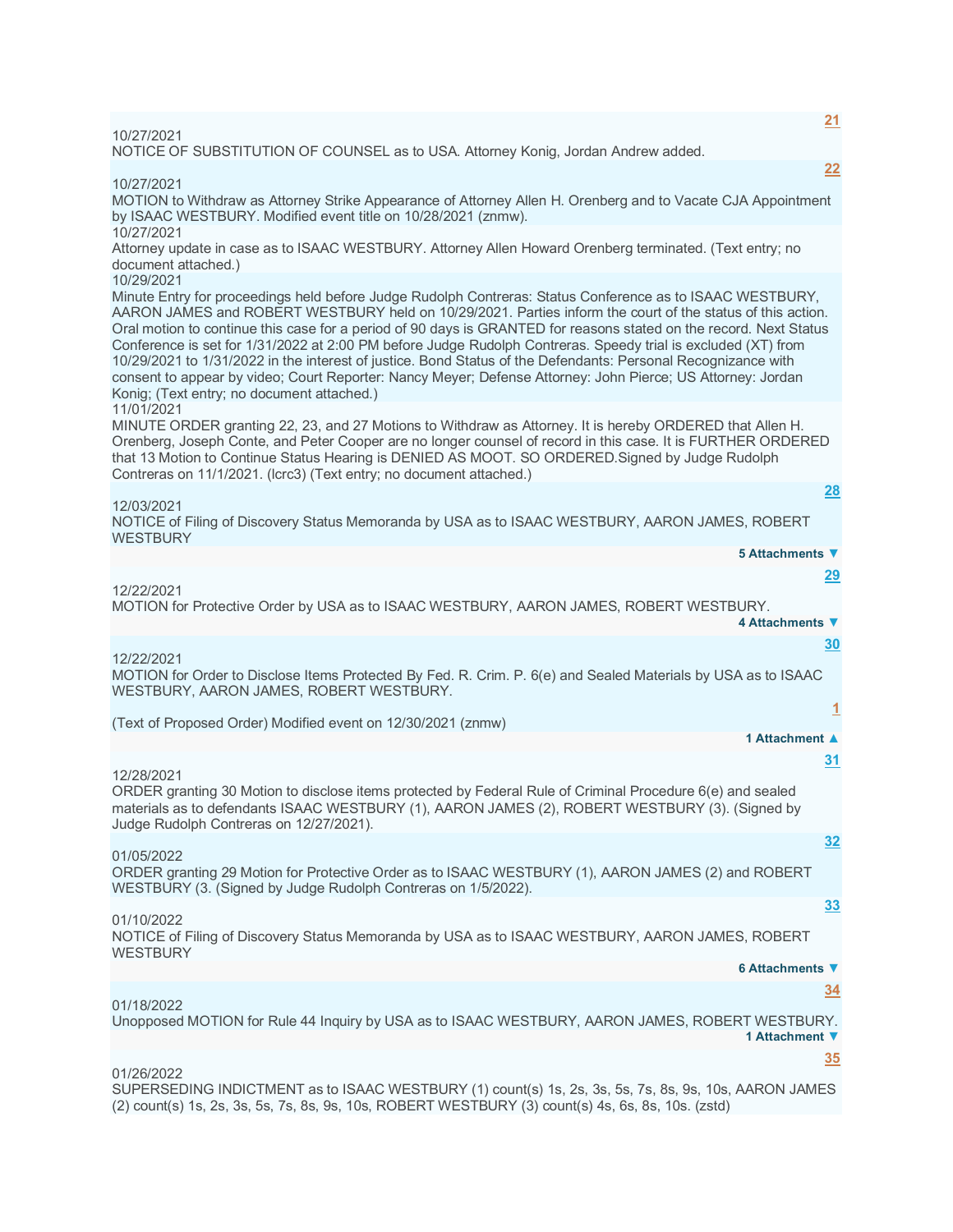**21**

10/27/2021
NOTICE OF SUBSTITUTION OF COUNSEL as to USA. Attorney Konig, Jordan Andrew added.

**22**

10/27/2021
MOTION to Withdraw as Attorney Strike Appearance of Attorney Allen H. Orenberg and to Vacate CJA Appointment by ISAAC WESTBURY. Modified event title on 10/28/2021 (znmw).

10/27/2021
Attorney update in case as to ISAAC WESTBURY. Attorney Allen Howard Orenberg terminated. (Text entry; no document attached.)

10/29/2021
Minute Entry for proceedings held before Judge Rudolph Contreras: Status Conference as to ISAAC WESTBURY, AARON JAMES and ROBERT WESTBURY held on 10/29/2021. Parties inform the court of the status of this action. Oral motion to continue this case for a period of 90 days is GRANTED for reasons stated on the record. Next Status Conference is set for 1/31/2022 at 2:00 PM before Judge Rudolph Contreras. Speedy trial is excluded (XT) from 10/29/2021 to 1/31/2022 in the interest of justice. Bond Status of the Defendants: Personal Recognizance with consent to appear by video; Court Reporter: Nancy Meyer; Defense Attorney: John Pierce; US Attorney: Jordan Konig; (Text entry; no document attached.)

11/01/2021
MINUTE ORDER granting 22, 23, and 27 Motions to Withdraw as Attorney. It is hereby ORDERED that Allen H. Orenberg, Joseph Conte, and Peter Cooper are no longer counsel of record in this case. It is FURTHER ORDERED that 13 Motion to Continue Status Hearing is DENIED AS MOOT. SO ORDERED.Signed by Judge Rudolph Contreras on 11/1/2021. (lcrc3) (Text entry; no document attached.)

**28**

12/03/2021
NOTICE of Filing of Discovery Status Memoranda by USA as to ISAAC WESTBURY, AARON JAMES, ROBERT WESTBURY

5 Attachments ▼

**29**

12/22/2021
MOTION for Protective Order by USA as to ISAAC WESTBURY, AARON JAMES, ROBERT WESTBURY.

4 Attachments ▼

**30**

12/22/2021
MOTION for Order to Disclose Items Protected By Fed. R. Crim. P. 6(e) and Sealed Materials by USA as to ISAAC WESTBURY, AARON JAMES, ROBERT WESTBURY.

**1**

(Text of Proposed Order) Modified event on 12/30/2021 (znmw)

1 Attachment ▲

**31**

12/28/2021
ORDER granting 30 Motion to disclose items protected by Federal Rule of Criminal Procedure 6(e) and sealed materials as to defendants ISAAC WESTBURY (1), AARON JAMES (2), ROBERT WESTBURY (3). (Signed by Judge Rudolph Contreras on 12/27/2021).

**32**

01/05/2022
ORDER granting 29 Motion for Protective Order as to ISAAC WESTBURY (1), AARON JAMES (2) and ROBERT WESTBURY (3. (Signed by Judge Rudolph Contreras on 1/5/2022).

**33**

01/10/2022
NOTICE of Filing of Discovery Status Memoranda by USA as to ISAAC WESTBURY, AARON JAMES, ROBERT WESTBURY

6 Attachments ▼

**34**

01/18/2022
Unopposed MOTION for Rule 44 Inquiry by USA as to ISAAC WESTBURY, AARON JAMES, ROBERT WESTBURY.

1 Attachment ▼

**35**

01/26/2022
SUPERSEDING INDICTMENT as to ISAAC WESTBURY (1) count(s) 1s, 2s, 3s, 5s, 7s, 8s, 9s, 10s, AARON JAMES (2) count(s) 1s, 2s, 3s, 5s, 7s, 8s, 9s, 10s, ROBERT WESTBURY (3) count(s) 4s, 6s, 8s, 10s. (zstd)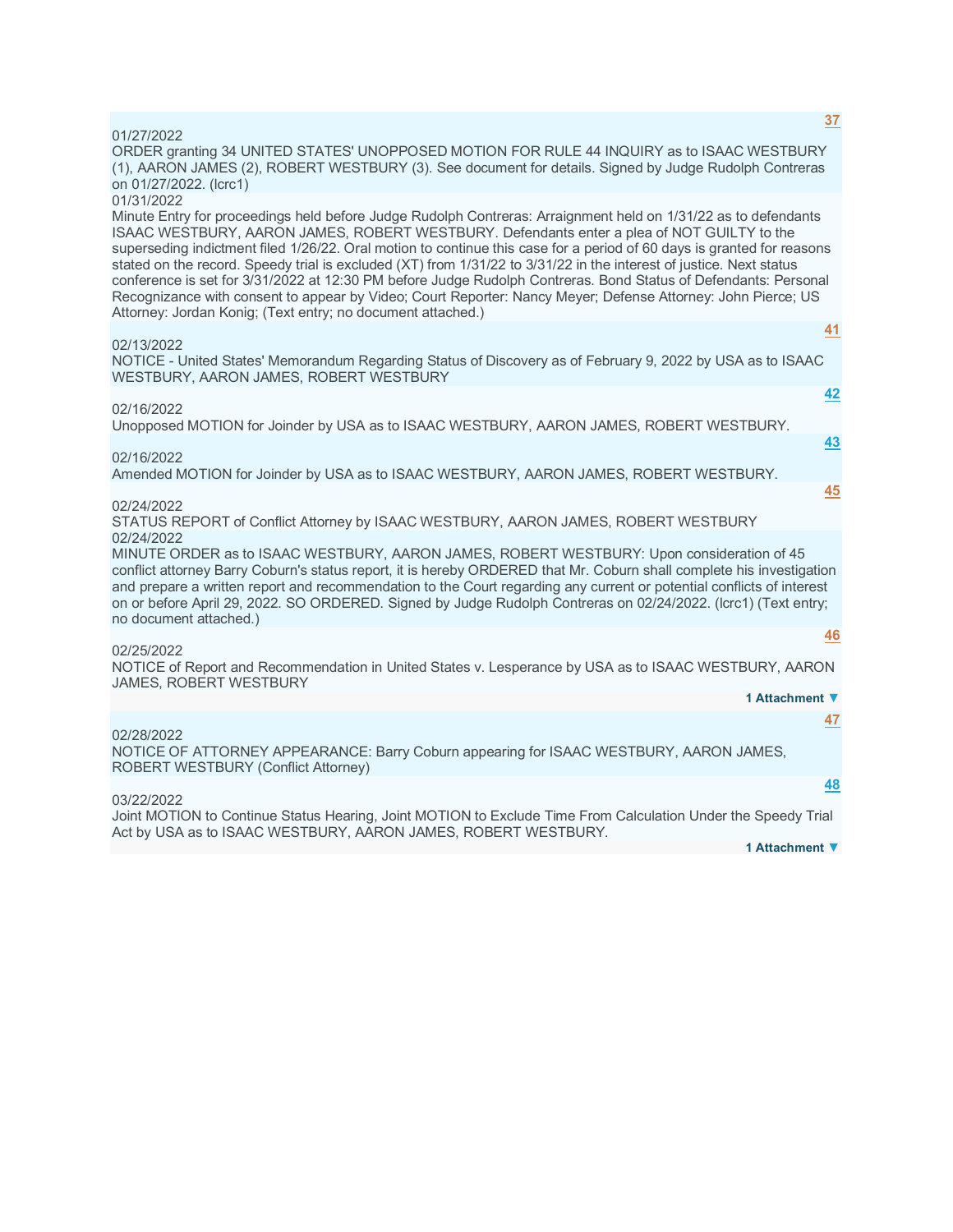37

01/27/2022
ORDER granting 34 UNITED STATES' UNOPPOSED MOTION FOR RULE 44 INQUIRY as to ISAAC WESTBURY (1), AARON JAMES (2), ROBERT WESTBURY (3). See document for details. Signed by Judge Rudolph Contreras on 01/27/2022. (lcrc1)

01/31/2022
Minute Entry for proceedings held before Judge Rudolph Contreras: Arraignment held on 1/31/22 as to defendants ISAAC WESTBURY, AARON JAMES, ROBERT WESTBURY. Defendants enter a plea of NOT GUILTY to the superseding indictment filed 1/26/22. Oral motion to continue this case for a period of 60 days is granted for reasons stated on the record. Speedy trial is excluded (XT) from 1/31/22 to 3/31/22 in the interest of justice. Next status conference is set for 3/31/2022 at 12:30 PM before Judge Rudolph Contreras. Bond Status of Defendants: Personal Recognizance with consent to appear by Video; Court Reporter: Nancy Meyer; Defense Attorney: John Pierce; US Attorney: Jordan Konig; (Text entry; no document attached.)

41

02/13/2022
NOTICE - United States' Memorandum Regarding Status of Discovery as of February 9, 2022 by USA as to ISAAC WESTBURY, AARON JAMES, ROBERT WESTBURY

42

02/16/2022
Unopposed MOTION for Joinder by USA as to ISAAC WESTBURY, AARON JAMES, ROBERT WESTBURY.

43

02/16/2022
Amended MOTION for Joinder by USA as to ISAAC WESTBURY, AARON JAMES, ROBERT WESTBURY.

45

02/24/2022
STATUS REPORT of Conflict Attorney by ISAAC WESTBURY, AARON JAMES, ROBERT WESTBURY

02/24/2022
MINUTE ORDER as to ISAAC WESTBURY, AARON JAMES, ROBERT WESTBURY: Upon consideration of 45 conflict attorney Barry Coburn's status report, it is hereby ORDERED that Mr. Coburn shall complete his investigation and prepare a written report and recommendation to the Court regarding any current or potential conflicts of interest on or before April 29, 2022. SO ORDERED. Signed by Judge Rudolph Contreras on 02/24/2022. (lcrc1) (Text entry; no document attached.)

46

02/25/2022
NOTICE of Report and Recommendation in United States v. Lesperance by USA as to ISAAC WESTBURY, AARON JAMES, ROBERT WESTBURY

1 Attachment ▼

47

02/28/2022
NOTICE OF ATTORNEY APPEARANCE: Barry Coburn appearing for ISAAC WESTBURY, AARON JAMES, ROBERT WESTBURY (Conflict Attorney)

48

03/22/2022
Joint MOTION to Continue Status Hearing, Joint MOTION to Exclude Time From Calculation Under the Speedy Trial Act by USA as to ISAAC WESTBURY, AARON JAMES, ROBERT WESTBURY.

1 Attachment ▼